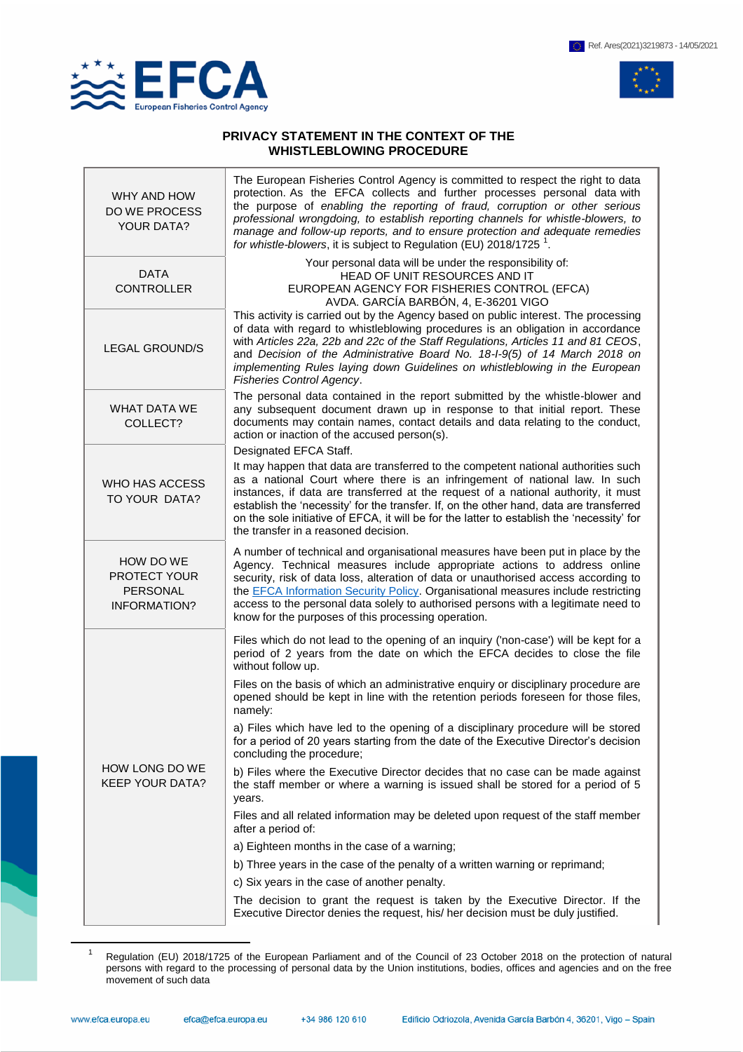Ref. Ares(2021)3219873 - 14/05/2021

# PRIVACY STATEMENT IN THE CONTEXT OF THE WHISTLEBLOWING PROCEDURE

| | |
|---|---|
| WHY AND HOW DO WE PROCESS YOUR DATA? | The European Fisheries Control Agency is committed to respect the right to data protection. As the EFCA collects and further processes personal data with the purpose of *enabling the reporting of fraud, corruption or other serious professional wrongdoing, to establish reporting channels for whistle-blowers, to manage and follow-up reports, and to ensure protection and adequate remedies for whistle-blowers*, it is subject to Regulation (EU) 2018/1725 [1]. |
| DATA CONTROLLER | Your personal data will be under the responsibility of:<br>HEAD OF UNIT RESOURCES AND IT<br>EUROPEAN AGENCY FOR FISHERIES CONTROL (EFCA)<br>AVDA. GARCÍA BARBÓN, 4, E-36201 VIGO |
| LEGAL GROUND/S | This activity is carried out by the Agency based on public interest. The processing of data with regard to whistleblowing procedures is an obligation in accordance with *Articles 22a, 22b and 22c of the Staff Regulations, Articles 11 and 81 CEOS*, and *Decision of the Administrative Board No. 18-I-9(5) of 14 March 2018 on implementing Rules laying down Guidelines on whistleblowing in the European Fisheries Control Agency*. |
| WHAT DATA WE COLLECT? | The personal data contained in the report submitted by the whistle-blower and any subsequent document drawn up in response to that initial report. These documents may contain names, contact details and data relating to the conduct, action or inaction of the accused person(s). |
| WHO HAS ACCESS TO YOUR DATA? | Designated EFCA Staff.<br>It may happen that data are transferred to the competent national authorities such as a national Court where there is an infringement of national law. In such instances, if data are transferred at the request of a national authority, it must establish the 'necessity' for the transfer. If, on the other hand, data are transferred on the sole initiative of EFCA, it will be for the latter to establish the 'necessity' for the transfer in a reasoned decision. |
| HOW DO WE PROTECT YOUR PERSONAL INFORMATION? | A number of technical and organisational measures have been put in place by the Agency. Technical measures include appropriate actions to address online security, risk of data loss, alteration of data or unauthorised access according to the [EFCA Information Security Policy](). Organisational measures include restricting access to the personal data solely to authorised persons with a legitimate need to know for the purposes of this processing operation. |
| HOW LONG DO WE KEEP YOUR DATA? | Files which do not lead to the opening of an inquiry ('non-case') will be kept for a period of 2 years from the date on which the EFCA decides to close the file without follow up.<br>Files on the basis of which an administrative enquiry or disciplinary procedure are opened should be kept in line with the retention periods foreseen for those files, namely:<br>a) Files which have led to the opening of a disciplinary procedure will be stored for a period of 20 years starting from the date of the Executive Director's decision concluding the procedure;<br>b) Files where the Executive Director decides that no case can be made against the staff member or where a warning is issued shall be stored for a period of 5 years.<br>Files and all related information may be deleted upon request of the staff member after a period of:<br>a) Eighteen months in the case of a warning;<br>b) Three years in the case of the penalty of a written warning or reprimand;<br>c) Six years in the case of another penalty.<br>The decision to grant the request is taken by the Executive Director. If the Executive Director denies the request, his/ her decision must be duly justified. |

[1] Regulation (EU) 2018/1725 of the European Parliament and of the Council of 23 October 2018 on the protection of natural persons with regard to the processing of personal data by the Union institutions, bodies, offices and agencies and on the free movement of such data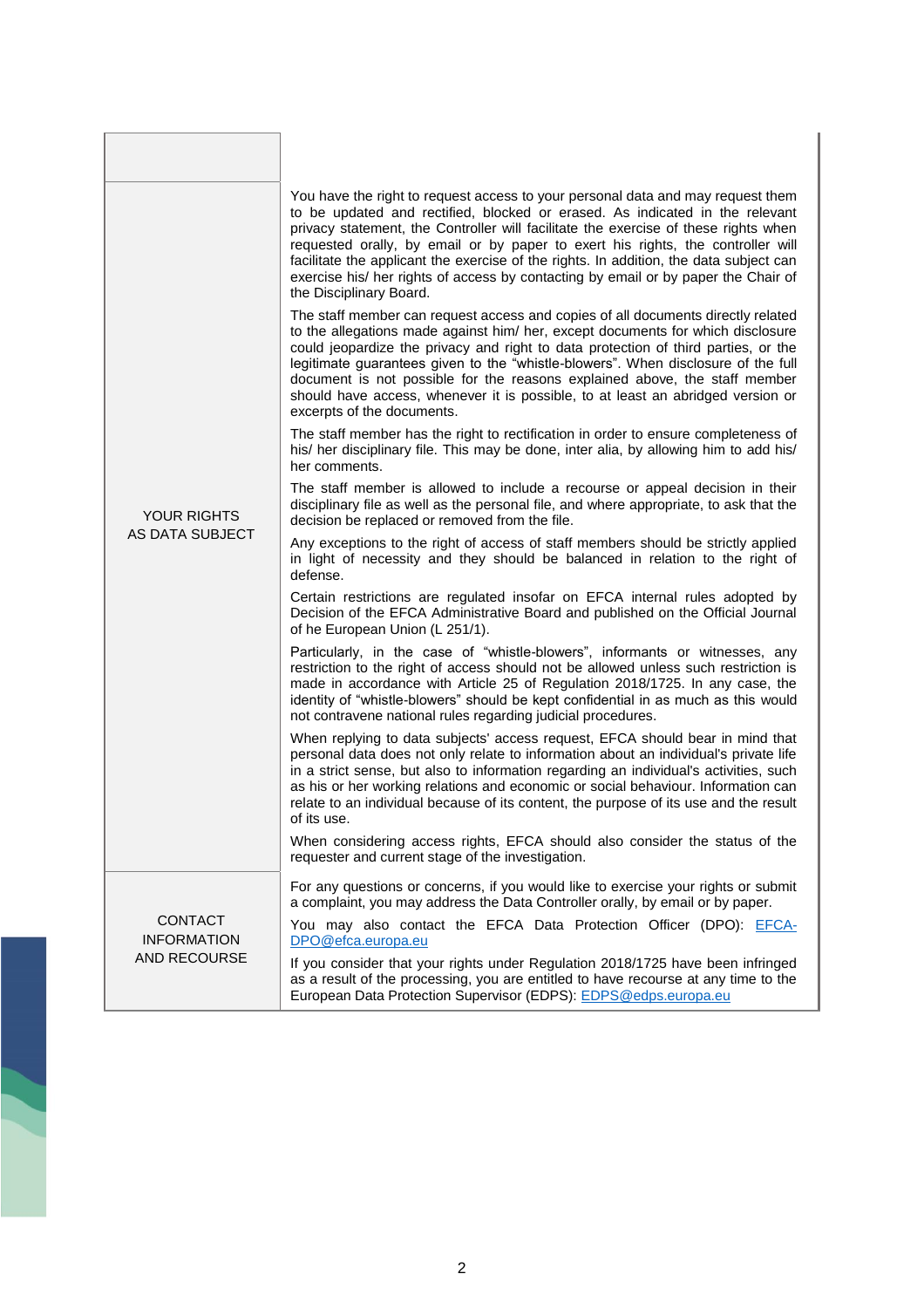| | |
|---|---|
| | |
| YOUR RIGHTS AS DATA SUBJECT | You have the right to request access to your personal data and may request them to be updated and rectified, blocked or erased. As indicated in the relevant privacy statement, the Controller will facilitate the exercise of these rights when requested orally, by email or by paper to exert his rights, the controller will facilitate the applicant the exercise of the rights. In addition, the data subject can exercise his/ her rights of access by contacting by email or by paper the Chair of the Disciplinary Board.<br><br>The staff member can request access and copies of all documents directly related to the allegations made against him/ her, except documents for which disclosure could jeopardize the privacy and right to data protection of third parties, or the legitimate guarantees given to the "whistle-blowers". When disclosure of the full document is not possible for the reasons explained above, the staff member should have access, whenever it is possible, to at least an abridged version or excerpts of the documents.<br><br>The staff member has the right to rectification in order to ensure completeness of his/ her disciplinary file. This may be done, inter alia, by allowing him to add his/ her comments.<br><br>The staff member is allowed to include a recourse or appeal decision in their disciplinary file as well as the personal file, and where appropriate, to ask that the decision be replaced or removed from the file.<br><br>Any exceptions to the right of access of staff members should be strictly applied in light of necessity and they should be balanced in relation to the right of defense.<br><br>Certain restrictions are regulated insofar on EFCA internal rules adopted by Decision of the EFCA Administrative Board and published on the Official Journal of he European Union (L 251/1).<br><br>Particularly, in the case of "whistle-blowers", informants or witnesses, any restriction to the right of access should not be allowed unless such restriction is made in accordance with Article 25 of Regulation 2018/1725. In any case, the identity of "whistle-blowers" should be kept confidential in as much as this would not contravene national rules regarding judicial procedures.<br><br>When replying to data subjects' access request, EFCA should bear in mind that personal data does not only relate to information about an individual's private life in a strict sense, but also to information regarding an individual's activities, such as his or her working relations and economic or social behaviour. Information can relate to an individual because of its content, the purpose of its use and the result of its use.<br><br>When considering access rights, EFCA should also consider the status of the requester and current stage of the investigation. |
| CONTACT INFORMATION AND RECOURSE | For any questions or concerns, if you would like to exercise your rights or submit a complaint, you may address the Data Controller orally, by email or by paper.<br><br>You may also contact the EFCA Data Protection Officer (DPO): EFCA-DPO@efca.europa.eu<br><br>If you consider that your rights under Regulation 2018/1725 have been infringed as a result of the processing, you are entitled to have recourse at any time to the European Data Protection Supervisor (EDPS): EDPS@edps.europa.eu |